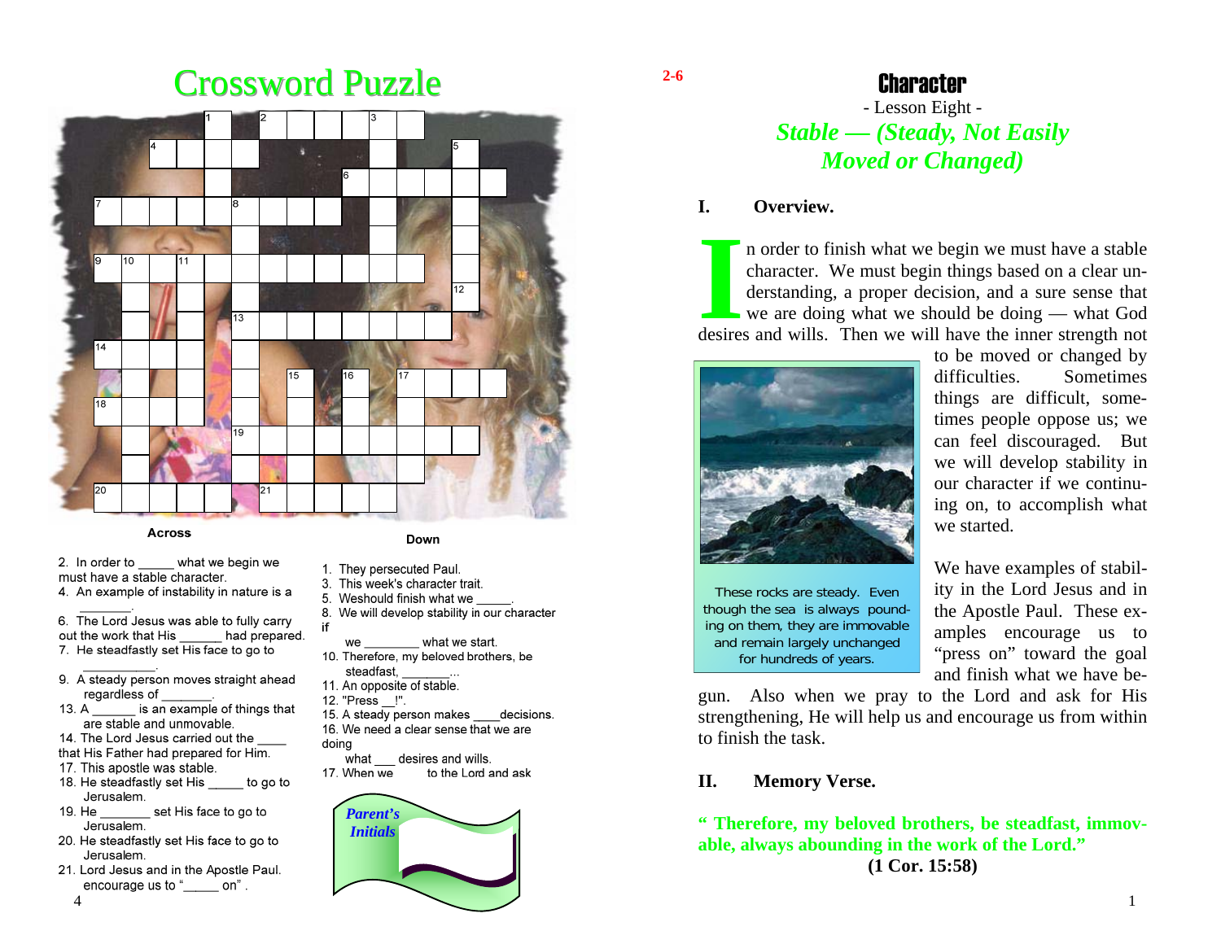# Crossword Puzzle

**Across**

2. In order to _____ what we begin we must have a stable character.
4. An example of instability in nature is a _______.
6. The Lord Jesus was able to fully carry out the work that His ______ had prepared.
7. He steadfastly set His face to go to __________.
9. A steady person moves straight ahead regardless of _______.
13. A ______ is an example of things that are stable and unmovable.
14. The Lord Jesus carried out the ____ that His Father had prepared for Him.
17. This apostle was stable.
18. He steadfastly set His _____ to go to Jerusalem.
19. He _______ set His face to go to Jerusalem.
20. He steadfastly set His face to go to Jerusalem.
21. Lord Jesus and in the Apostle Paul. encourage us to "_____ on" .

**Down**

1. They persecuted Paul.
3. This week's character trait.
5. Weshould finish what we _____.
8. We will develop stability in our character if we ________ what we start.
10. Therefore, my beloved brothers, be steadfast, _______...
11. An opposite of stable.
12. "Press __!".
15. A steady person makes ____decisions.
16. We need a clear sense that we are doing what ___ desires and wills.
17. When we ______ to the Lord and ask

*Parent's Initials*

2-6

# Character

- Lesson Eight -

## *Stable — (Steady, Not Easily Moved or Changed)*

### I. Overview.

In order to finish what we begin we must have a stable character. We must begin things based on a clear understanding, a proper decision, and a sure sense that we are doing what we should be doing — what God desires and wills. Then we will have the inner strength not to be moved or changed by difficulties. Sometimes things are difficult, sometimes people oppose us; we can feel discouraged. But we will develop stability in our character if we continuing on, to accomplish what we started.

These rocks are steady. Even though the sea is always pounding on them, they are immovable and remain largely unchanged for hundreds of years.

We have examples of stability in the Lord Jesus and in the Apostle Paul. These examples encourage us to "press on" toward the goal and finish what we have begun. Also when we pray to the Lord and ask for His strengthening, He will help us and encourage us from within to finish the task.

### II. Memory Verse.

**" Therefore, my beloved brothers, be steadfast, immovable, always abounding in the work of the Lord."**

**(1 Cor. 15:58)**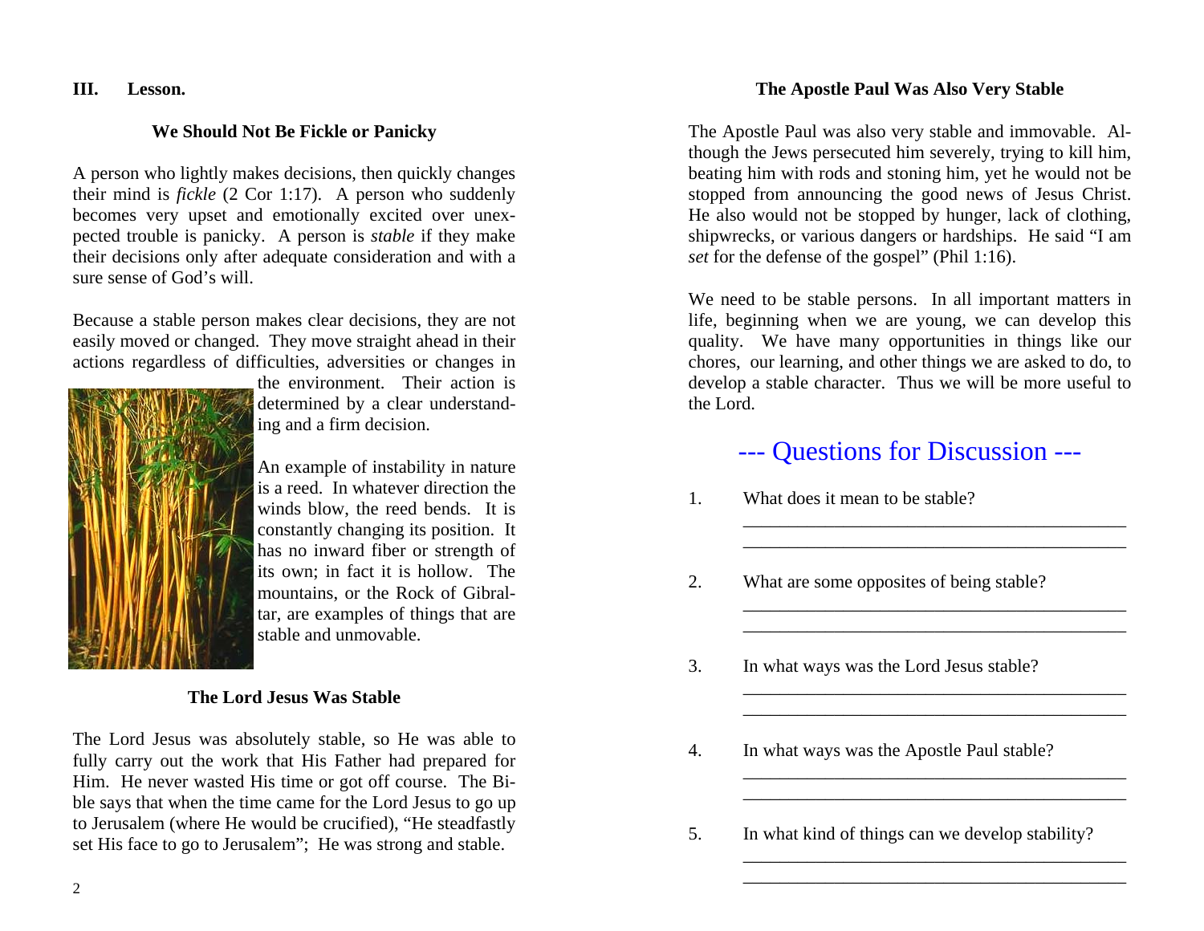## III. Lesson.

### We Should Not Be Fickle or Panicky

A person who lightly makes decisions, then quickly changes their mind is *fickle* (2 Cor 1:17). A person who suddenly becomes very upset and emotionally excited over unexpected trouble is panicky. A person is *stable* if they make their decisions only after adequate consideration and with a sure sense of God's will.

Because a stable person makes clear decisions, they are not easily moved or changed. They move straight ahead in their actions regardless of difficulties, adversities or changes in the environment. Their action is determined by a clear understanding and a firm decision.

An example of instability in nature is a reed. In whatever direction the winds blow, the reed bends. It is constantly changing its position. It has no inward fiber or strength of its own; in fact it is hollow. The mountains, or the Rock of Gibraltar, are examples of things that are stable and unmovable.

### The Lord Jesus Was Stable

The Lord Jesus was absolutely stable, so He was able to fully carry out the work that His Father had prepared for Him. He never wasted His time or got off course. The Bible says that when the time came for the Lord Jesus to go up to Jerusalem (where He would be crucified), "He steadfastly set His face to go to Jerusalem"; He was strong and stable.

### The Apostle Paul Was Also Very Stable

The Apostle Paul was also very stable and immovable. Although the Jews persecuted him severely, trying to kill him, beating him with rods and stoning him, yet he would not be stopped from announcing the good news of Jesus Christ. He also would not be stopped by hunger, lack of clothing, shipwrecks, or various dangers or hardships. He said "I am *set* for the defense of the gospel" (Phil 1:16).

We need to be stable persons. In all important matters in life, beginning when we are young, we can develop this quality. We have many opportunities in things like our chores, our learning, and other things we are asked to do, to develop a stable character. Thus we will be more useful to the Lord.

## --- Questions for Discussion ---

1. What does it mean to be stable?

   ______________________________________________

   ______________________________________________

2. What are some opposites of being stable?

   ______________________________________________

   ______________________________________________

3. In what ways was the Lord Jesus stable?

   ______________________________________________

   ______________________________________________

4. In what ways was the Apostle Paul stable?

   ______________________________________________

   ______________________________________________

5. In what kind of things can we develop stability?

   ______________________________________________

   ______________________________________________